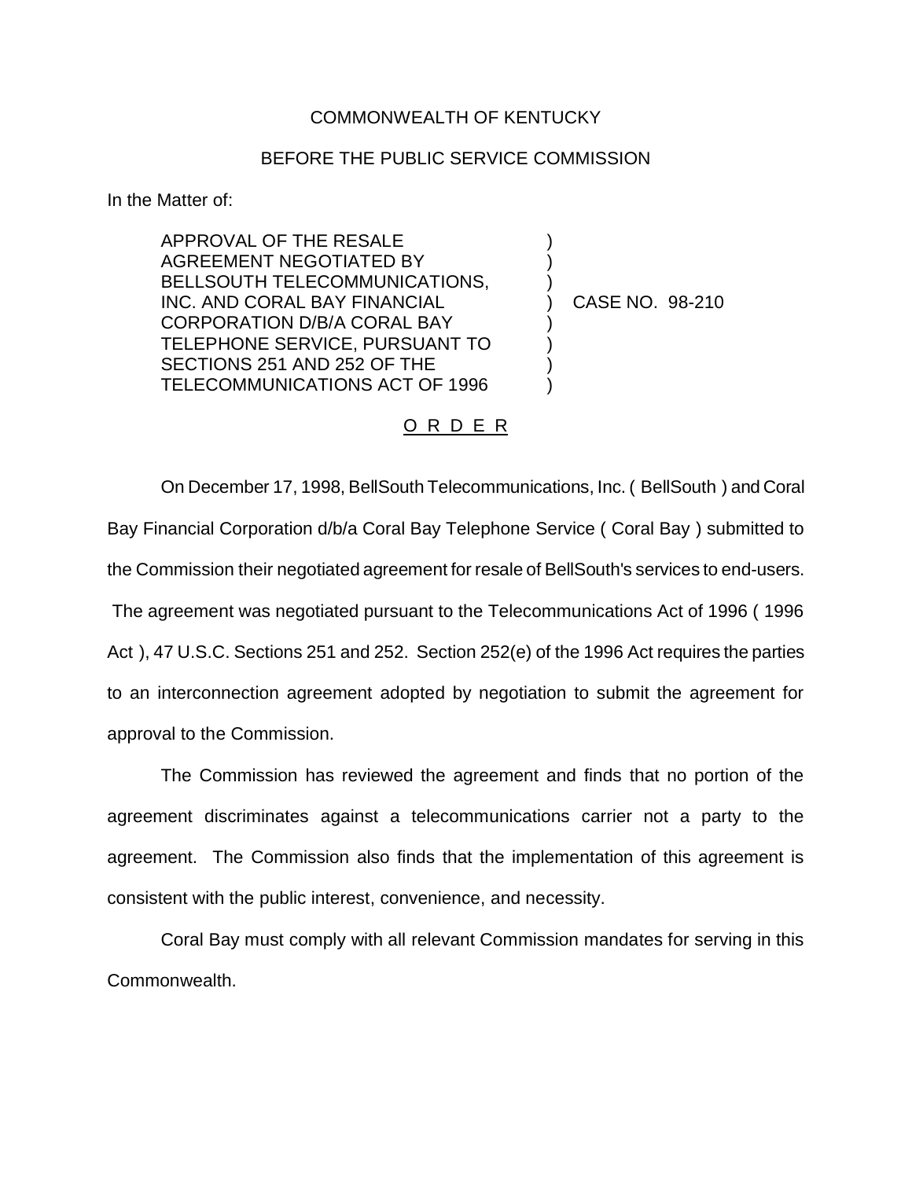COMMONWEALTH OF KENTUCKY

BEFORE THE PUBLIC SERVICE COMMISSION

In the Matter of:

| | | |
|---|---|---|
| APPROVAL OF THE RESALE AGREEMENT NEGOTIATED BY BELLSOUTH TELECOMMUNICATIONS, INC. AND CORAL BAY FINANCIAL CORPORATION D/B/A CORAL BAY TELEPHONE SERVICE, PURSUANT TO SECTIONS 251 AND 252 OF THE TELECOMMUNICATIONS ACT OF 1996 | ) | CASE NO. 98-210 |

O R D E R

On December 17, 1998, BellSouth Telecommunications, Inc. ( BellSouth ) and Coral Bay Financial Corporation d/b/a Coral Bay Telephone Service ( Coral Bay ) submitted to the Commission their negotiated agreement for resale of BellSouth's services to end-users. The agreement was negotiated pursuant to the Telecommunications Act of 1996 ( 1996 Act ), 47 U.S.C. Sections 251 and 252. Section 252(e) of the 1996 Act requires the parties to an interconnection agreement adopted by negotiation to submit the agreement for approval to the Commission.

The Commission has reviewed the agreement and finds that no portion of the agreement discriminates against a telecommunications carrier not a party to the agreement. The Commission also finds that the implementation of this agreement is consistent with the public interest, convenience, and necessity.

Coral Bay must comply with all relevant Commission mandates for serving in this Commonwealth.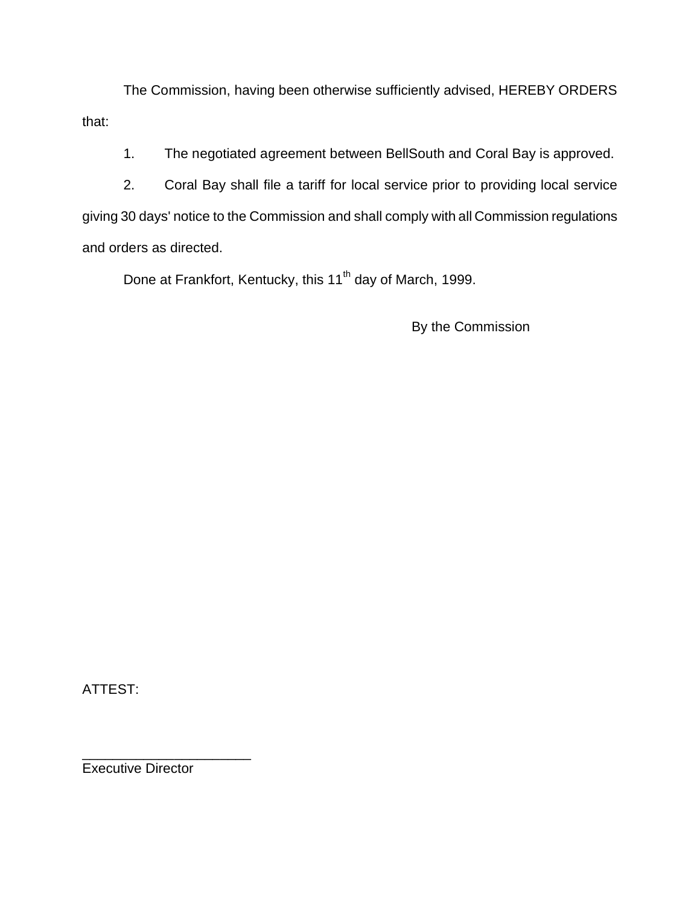The Commission, having been otherwise sufficiently advised, HEREBY ORDERS that:

1. The negotiated agreement between BellSouth and Coral Bay is approved.

2. Coral Bay shall file a tariff for local service prior to providing local service giving 30 days' notice to the Commission and shall comply with all Commission regulations and orders as directed.

Done at Frankfort, Kentucky, this 11th day of March, 1999.

By the Commission

ATTEST:

______________________
Executive Director